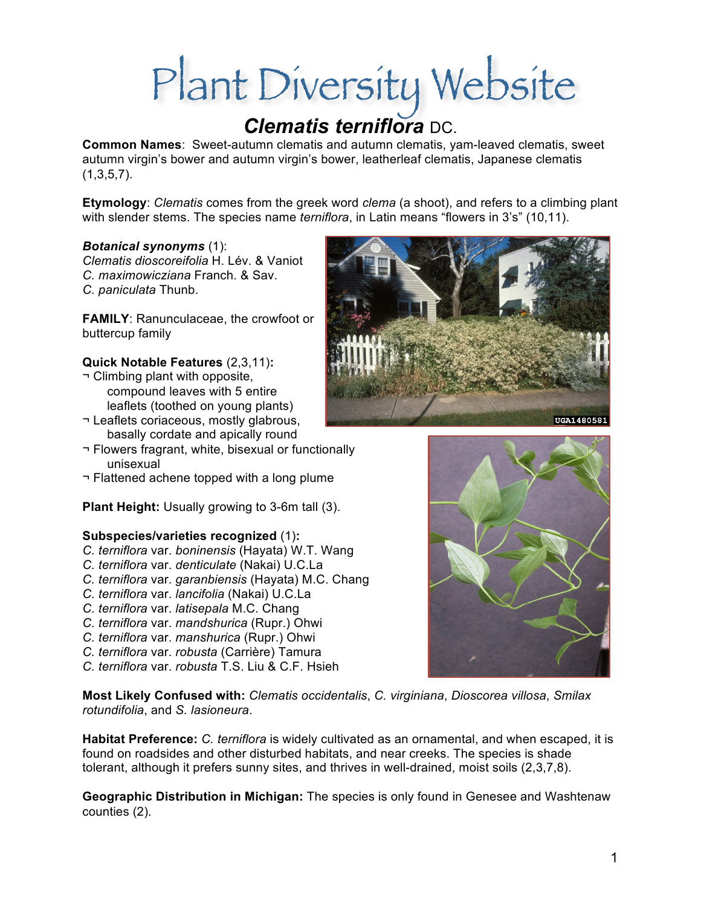# Plant Diversity Website

## *Clematis terniflora* DC.

**Common Names**: Sweet-autumn clematis and autumn clematis, yam-leaved clematis, sweet autumn virgin's bower and autumn virgin's bower, leatherleaf clematis, Japanese clematis (1,3,5,7).

**Etymology**: *Clematis* comes from the greek word *clema* (a shoot), and refers to a climbing plant with slender stems. The species name *terniflora*, in Latin means "flowers in 3's" (10,11).

***Botanical synonyms*** (1):
*Clematis dioscoreifolia* H. Lév. & Vaniot
*C. maximowicziana* Franch. & Sav.
*C. paniculata* Thunb.

**FAMILY**: Ranunculaceae, the crowfoot or buttercup family

**Quick Notable Features** (2,3,11)**:**
- Climbing plant with opposite, compound leaves with 5 entire leaflets (toothed on young plants)
- Leaflets coriaceous, mostly glabrous, basally cordate and apically round
- Flowers fragrant, white, bisexual or functionally unisexual
- Flattened achene topped with a long plume

**Plant Height:** Usually growing to 3-6m tall (3).

**Subspecies/varieties recognized** (1)**:**
*C. terniflora* var. *boninensis* (Hayata) W.T. Wang
*C. terniflora* var. *denticulate* (Nakai) U.C.La
*C. terniflora* var. *garanbiensis* (Hayata) M.C. Chang
*C. terniflora* var. *lancifolia* (Nakai) U.C.La
*C. terniflora* var. *latisepala* M.C. Chang
*C. terniflora* var. *mandshurica* (Rupr.) Ohwi
*C. terniflora* var. *manshurica* (Rupr.) Ohwi
*C. terniflora* var. *robusta* (Carrière) Tamura
*C. terniflora* var. *robusta* T.S. Liu & C.F. Hsieh

**Most Likely Confused with:** *Clematis occidentalis*, *C. virginiana*, *Dioscorea villosa*, *Smilax rotundifolia*, and *S. lasioneura*.

**Habitat Preference:** *C. terniflora* is widely cultivated as an ornamental, and when escaped, it is found on roadsides and other disturbed habitats, and near creeks. The species is shade tolerant, although it prefers sunny sites, and thrives in well-drained, moist soils (2,3,7,8).

**Geographic Distribution in Michigan:** The species is only found in Genesee and Washtenaw counties (2).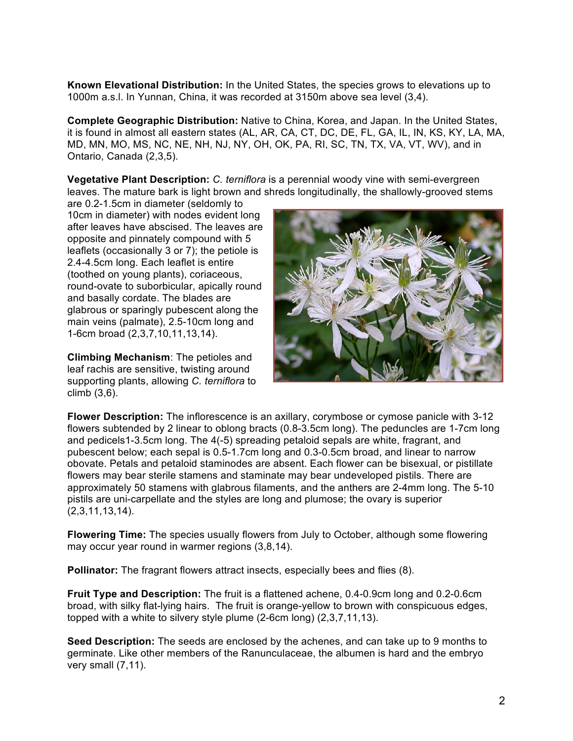**Known Elevational Distribution:** In the United States, the species grows to elevations up to 1000m a.s.l. In Yunnan, China, it was recorded at 3150m above sea level (3,4).

**Complete Geographic Distribution:** Native to China, Korea, and Japan. In the United States, it is found in almost all eastern states (AL, AR, CA, CT, DC, DE, FL, GA, IL, IN, KS, KY, LA, MA, MD, MN, MO, MS, NC, NE, NH, NJ, NY, OH, OK, PA, RI, SC, TN, TX, VA, VT, WV), and in Ontario, Canada (2,3,5).

**Vegetative Plant Description:** *C. terniflora* is a perennial woody vine with semi-evergreen leaves. The mature bark is light brown and shreds longitudinally, the shallowly-grooved stems are 0.2-1.5cm in diameter (seldomly to 10cm in diameter) with nodes evident long after leaves have abscised. The leaves are opposite and pinnately compound with 5 leaflets (occasionally 3 or 7); the petiole is 2.4-4.5cm long. Each leaflet is entire (toothed on young plants), coriaceous, round-ovate to suborbicular, apically round and basally cordate. The blades are glabrous or sparingly pubescent along the main veins (palmate), 2.5-10cm long and 1-6cm broad (2,3,7,10,11,13,14).

**Climbing Mechanism**: The petioles and leaf rachis are sensitive, twisting around supporting plants, allowing *C. terniflora* to climb (3,6).

**Flower Description:** The inflorescence is an axillary, corymbose or cymose panicle with 3-12 flowers subtended by 2 linear to oblong bracts (0.8-3.5cm long). The peduncles are 1-7cm long and pedicels1-3.5cm long. The 4(-5) spreading petaloid sepals are white, fragrant, and pubescent below; each sepal is 0.5-1.7cm long and 0.3-0.5cm broad, and linear to narrow obovate. Petals and petaloid staminodes are absent. Each flower can be bisexual, or pistillate flowers may bear sterile stamens and staminate may bear undeveloped pistils. There are approximately 50 stamens with glabrous filaments, and the anthers are 2-4mm long. The 5-10 pistils are uni-carpellate and the styles are long and plumose; the ovary is superior (2,3,11,13,14).

**Flowering Time:** The species usually flowers from July to October, although some flowering may occur year round in warmer regions (3,8,14).

**Pollinator:** The fragrant flowers attract insects, especially bees and flies (8).

**Fruit Type and Description:** The fruit is a flattened achene, 0.4-0.9cm long and 0.2-0.6cm broad, with silky flat-lying hairs. The fruit is orange-yellow to brown with conspicuous edges, topped with a white to silvery style plume (2-6cm long) (2,3,7,11,13).

**Seed Description:** The seeds are enclosed by the achenes, and can take up to 9 months to germinate. Like other members of the Ranunculaceae, the albumen is hard and the embryo very small (7,11).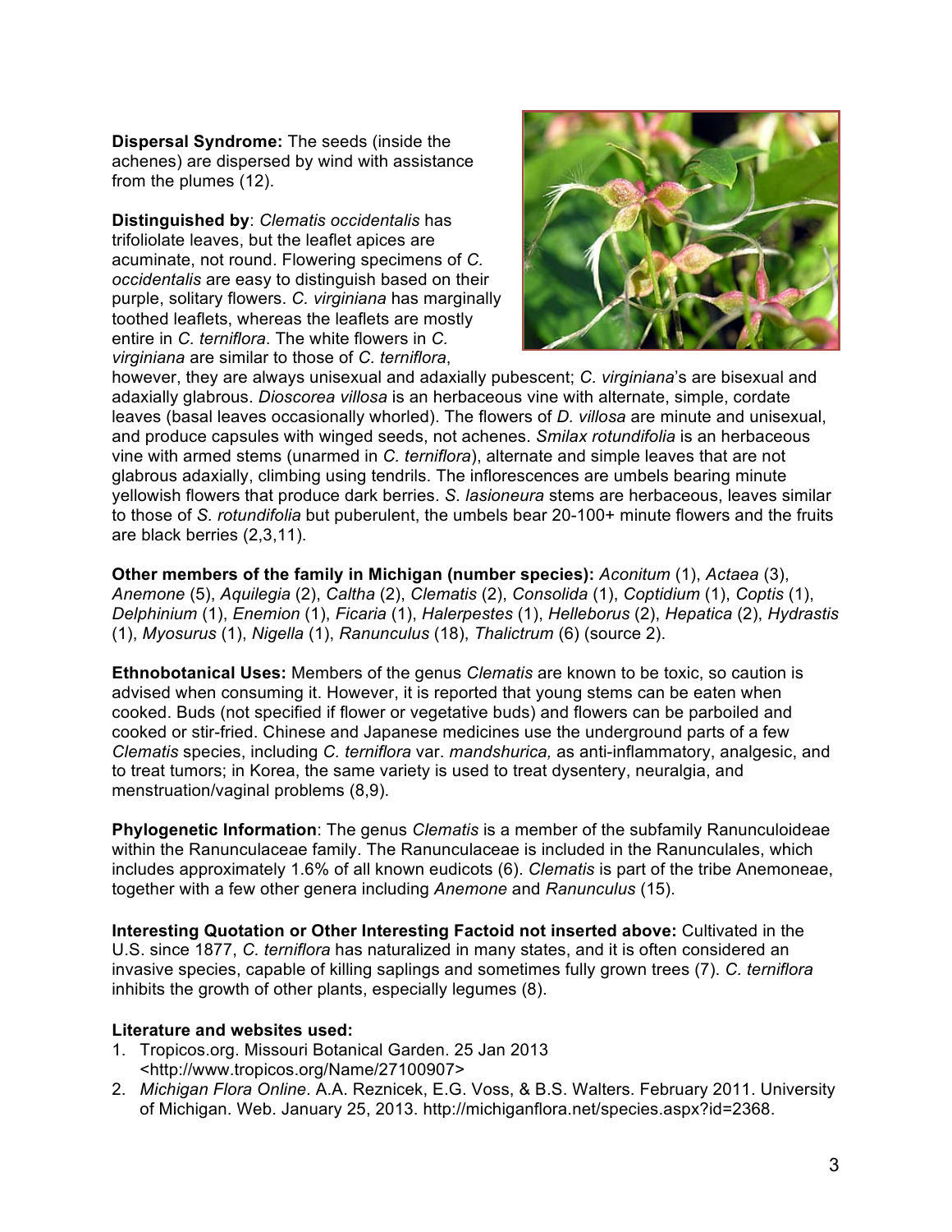**Dispersal Syndrome:** The seeds (inside the achenes) are dispersed by wind with assistance from the plumes (12).

**Distinguished by**: *Clematis occidentalis* has trifoliolate leaves, but the leaflet apices are acuminate, not round. Flowering specimens of *C. occidentalis* are easy to distinguish based on their purple, solitary flowers. *C. virginiana* has marginally toothed leaflets, whereas the leaflets are mostly entire in *C. terniflora*. The white flowers in *C. virginiana* are similar to those of *C. terniflora*, however, they are always unisexual and adaxially pubescent; *C. virginiana*'s are bisexual and adaxially glabrous. *Dioscorea villosa* is an herbaceous vine with alternate, simple, cordate leaves (basal leaves occasionally whorled). The flowers of *D. villosa* are minute and unisexual, and produce capsules with winged seeds, not achenes. *Smilax rotundifolia* is an herbaceous vine with armed stems (unarmed in *C. terniflora*), alternate and simple leaves that are not glabrous adaxially, climbing using tendrils. The inflorescences are umbels bearing minute yellowish flowers that produce dark berries. *S. lasioneura* stems are herbaceous, leaves similar to those of *S. rotundifolia* but puberulent, the umbels bear 20-100+ minute flowers and the fruits are black berries (2,3,11).

**Other members of the family in Michigan (number species):** *Aconitum* (1), *Actaea* (3), *Anemone* (5), *Aquilegia* (2), *Caltha* (2), *Clematis* (2), *Consolida* (1), *Coptidium* (1), *Coptis* (1), *Delphinium* (1), *Enemion* (1), *Ficaria* (1), *Halerpestes* (1), *Helleborus* (2), *Hepatica* (2), *Hydrastis* (1), *Myosurus* (1), *Nigella* (1), *Ranunculus* (18), *Thalictrum* (6) (source 2).

**Ethnobotanical Uses:** Members of the genus *Clematis* are known to be toxic, so caution is advised when consuming it. However, it is reported that young stems can be eaten when cooked. Buds (not specified if flower or vegetative buds) and flowers can be parboiled and cooked or stir-fried. Chinese and Japanese medicines use the underground parts of a few *Clematis* species, including *C. terniflora* var. *mandshurica,* as anti-inflammatory, analgesic, and to treat tumors; in Korea, the same variety is used to treat dysentery, neuralgia, and menstruation/vaginal problems (8,9).

**Phylogenetic Information**: The genus *Clematis* is a member of the subfamily Ranunculoideae within the Ranunculaceae family. The Ranunculaceae is included in the Ranunculales, which includes approximately 1.6% of all known eudicots (6). *Clematis* is part of the tribe Anemoneae, together with a few other genera including *Anemone* and *Ranunculus* (15).

**Interesting Quotation or Other Interesting Factoid not inserted above:** Cultivated in the U.S. since 1877, *C. terniflora* has naturalized in many states, and it is often considered an invasive species, capable of killing saplings and sometimes fully grown trees (7). *C. terniflora* inhibits the growth of other plants, especially legumes (8).

**Literature and websites used:**

1. Tropicos.org. Missouri Botanical Garden. 25 Jan 2013 <http://www.tropicos.org/Name/27100907>
2. *Michigan Flora Online*. A.A. Reznicek, E.G. Voss, & B.S. Walters. February 2011. University of Michigan. Web. January 25, 2013. http://michiganflora.net/species.aspx?id=2368.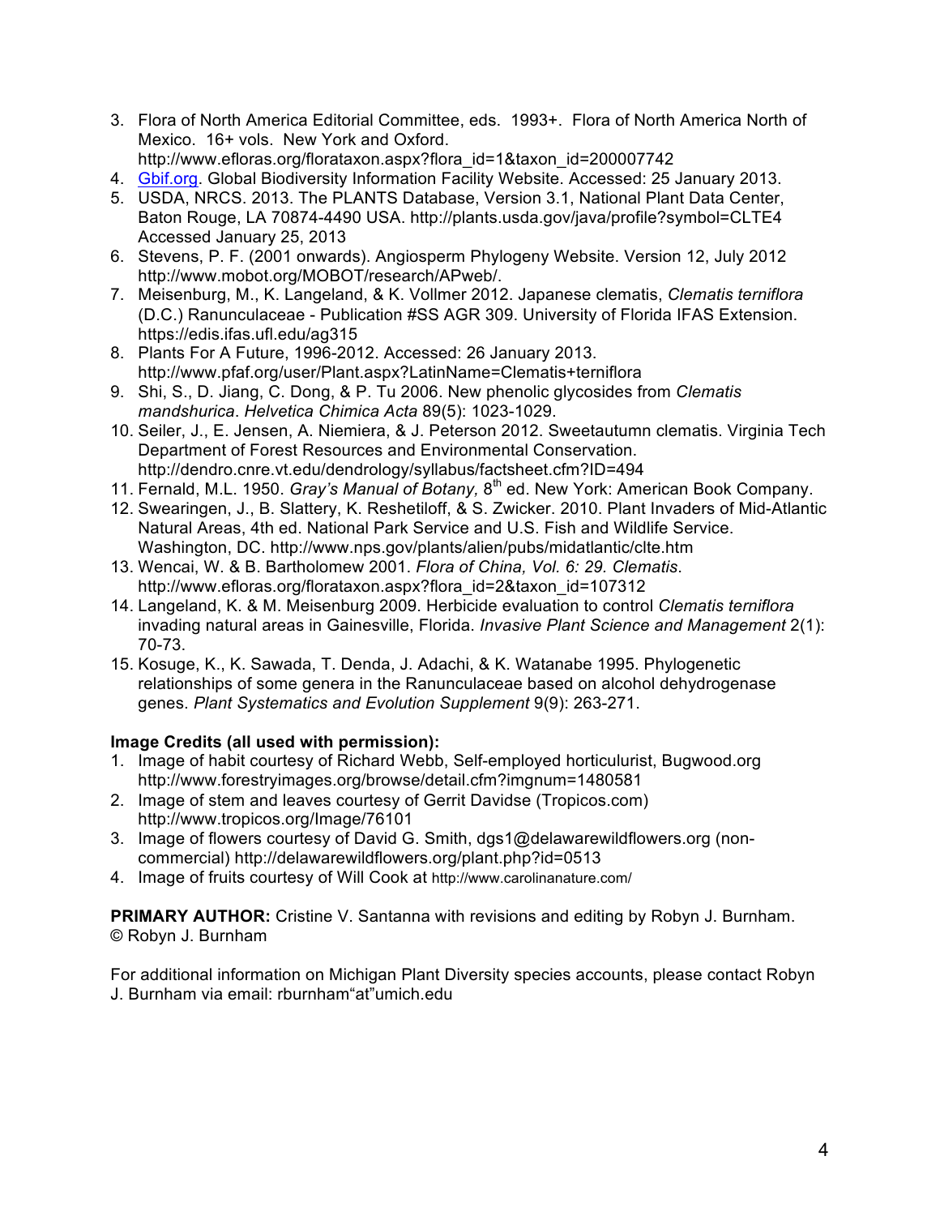3. Flora of North America Editorial Committee, eds. 1993+. Flora of North America North of Mexico. 16+ vols. New York and Oxford. http://www.efloras.org/florataxon.aspx?flora_id=1&taxon_id=200007742
4. Gbif.org. Global Biodiversity Information Facility Website. Accessed: 25 January 2013.
5. USDA, NRCS. 2013. The PLANTS Database, Version 3.1, National Plant Data Center, Baton Rouge, LA 70874-4490 USA. http://plants.usda.gov/java/profile?symbol=CLTE4 Accessed January 25, 2013
6. Stevens, P. F. (2001 onwards). Angiosperm Phylogeny Website. Version 12, July 2012 http://www.mobot.org/MOBOT/research/APweb/.
7. Meisenburg, M., K. Langeland, & K. Vollmer 2012. Japanese clematis, *Clematis terniflora* (D.C.) Ranunculaceae - Publication #SS AGR 309. University of Florida IFAS Extension. https://edis.ifas.ufl.edu/ag315
8. Plants For A Future, 1996-2012. Accessed: 26 January 2013. http://www.pfaf.org/user/Plant.aspx?LatinName=Clematis+terniflora
9. Shi, S., D. Jiang, C. Dong, & P. Tu 2006. New phenolic glycosides from *Clematis mandshurica*. *Helvetica Chimica Acta* 89(5): 1023-1029.
10. Seiler, J., E. Jensen, A. Niemiera, & J. Peterson 2012. Sweetautumn clematis. Virginia Tech Department of Forest Resources and Environmental Conservation. http://dendro.cnre.vt.edu/dendrology/syllabus/factsheet.cfm?ID=494
11. Fernald, M.L. 1950. *Gray's Manual of Botany,* 8th ed. New York: American Book Company.
12. Swearingen, J., B. Slattery, K. Reshetiloff, & S. Zwicker. 2010. Plant Invaders of Mid-Atlantic Natural Areas, 4th ed. National Park Service and U.S. Fish and Wildlife Service. Washington, DC. http://www.nps.gov/plants/alien/pubs/midatlantic/clte.htm
13. Wencai, W. & B. Bartholomew 2001. *Flora of China, Vol. 6: 29. Clematis*. http://www.efloras.org/florataxon.aspx?flora_id=2&taxon_id=107312
14. Langeland, K. & M. Meisenburg 2009. Herbicide evaluation to control *Clematis terniflora* invading natural areas in Gainesville, Florida. *Invasive Plant Science and Management* 2(1): 70-73.
15. Kosuge, K., K. Sawada, T. Denda, J. Adachi, & K. Watanabe 1995. Phylogenetic relationships of some genera in the Ranunculaceae based on alcohol dehydrogenase genes. *Plant Systematics and Evolution Supplement* 9(9): 263-271.

**Image Credits (all used with permission):**

1. Image of habit courtesy of Richard Webb, Self-employed horticulurist, Bugwood.org http://www.forestryimages.org/browse/detail.cfm?imgnum=1480581
2. Image of stem and leaves courtesy of Gerrit Davidse (Tropicos.com) http://www.tropicos.org/Image/76101
3. Image of flowers courtesy of David G. Smith, dgs1@delawarewildflowers.org (non-commercial) http://delawarewildflowers.org/plant.php?id=0513
4. Image of fruits courtesy of Will Cook at http://www.carolinanature.com/

**PRIMARY AUTHOR:** Cristine V. Santanna with revisions and editing by Robyn J. Burnham. © Robyn J. Burnham

For additional information on Michigan Plant Diversity species accounts, please contact Robyn J. Burnham via email: rburnham"at"umich.edu